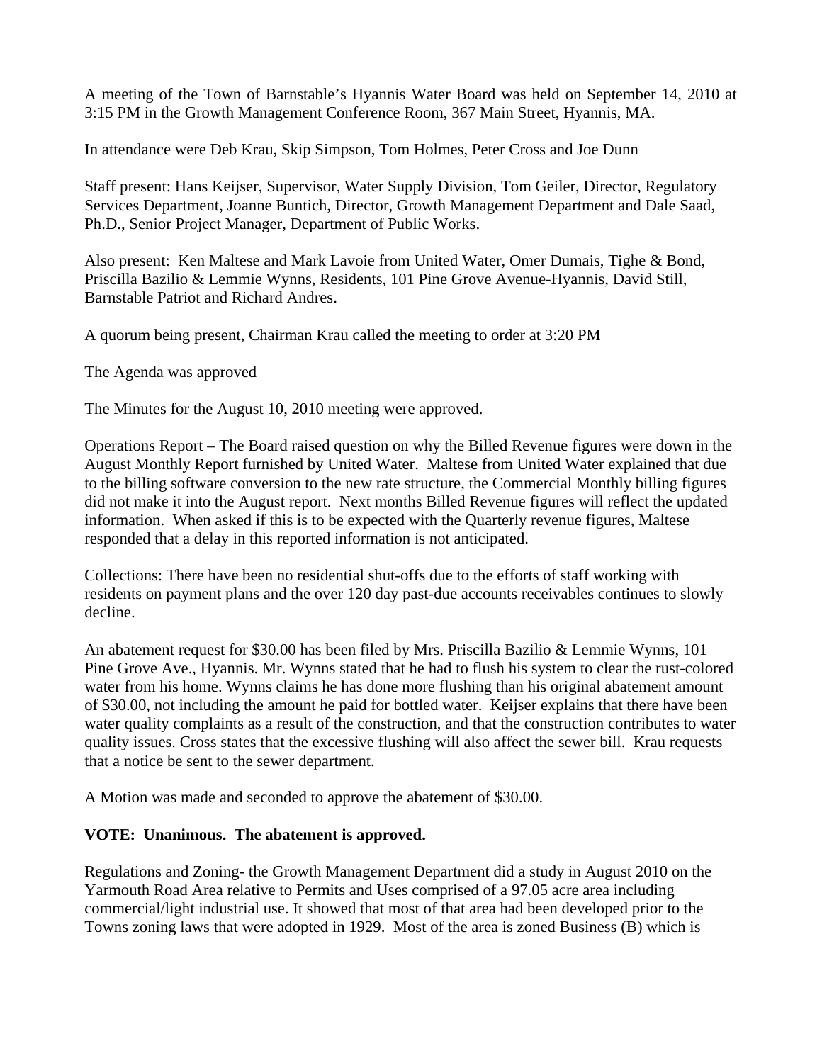A meeting of the Town of Barnstable's Hyannis Water Board was held on September 14, 2010 at 3:15 PM in the Growth Management Conference Room, 367 Main Street, Hyannis, MA.

In attendance were Deb Krau, Skip Simpson, Tom Holmes, Peter Cross and Joe Dunn

Staff present: Hans Keijser, Supervisor, Water Supply Division, Tom Geiler, Director, Regulatory Services Department, Joanne Buntich, Director, Growth Management Department and Dale Saad, Ph.D., Senior Project Manager, Department of Public Works.

Also present: Ken Maltese and Mark Lavoie from United Water, Omer Dumais, Tighe & Bond, Priscilla Bazilio & Lemmie Wynns, Residents, 101 Pine Grove Avenue-Hyannis, David Still, Barnstable Patriot and Richard Andres.

A quorum being present, Chairman Krau called the meeting to order at 3:20 PM

The Agenda was approved

The Minutes for the August 10, 2010 meeting were approved.

Operations Report – The Board raised question on why the Billed Revenue figures were down in the August Monthly Report furnished by United Water. Maltese from United Water explained that due to the billing software conversion to the new rate structure, the Commercial Monthly billing figures did not make it into the August report. Next months Billed Revenue figures will reflect the updated information. When asked if this is to be expected with the Quarterly revenue figures, Maltese responded that a delay in this reported information is not anticipated.

Collections: There have been no residential shut-offs due to the efforts of staff working with residents on payment plans and the over 120 day past-due accounts receivables continues to slowly decline.

An abatement request for $30.00 has been filed by Mrs. Priscilla Bazilio & Lemmie Wynns, 101 Pine Grove Ave., Hyannis. Mr. Wynns stated that he had to flush his system to clear the rust-colored water from his home. Wynns claims he has done more flushing than his original abatement amount of $30.00, not including the amount he paid for bottled water. Keijser explains that there have been water quality complaints as a result of the construction, and that the construction contributes to water quality issues. Cross states that the excessive flushing will also affect the sewer bill. Krau requests that a notice be sent to the sewer department.

A Motion was made and seconded to approve the abatement of $30.00.

**VOTE: Unanimous. The abatement is approved.**

Regulations and Zoning- the Growth Management Department did a study in August 2010 on the Yarmouth Road Area relative to Permits and Uses comprised of a 97.05 acre area including commercial/light industrial use. It showed that most of that area had been developed prior to the Towns zoning laws that were adopted in 1929. Most of the area is zoned Business (B) which is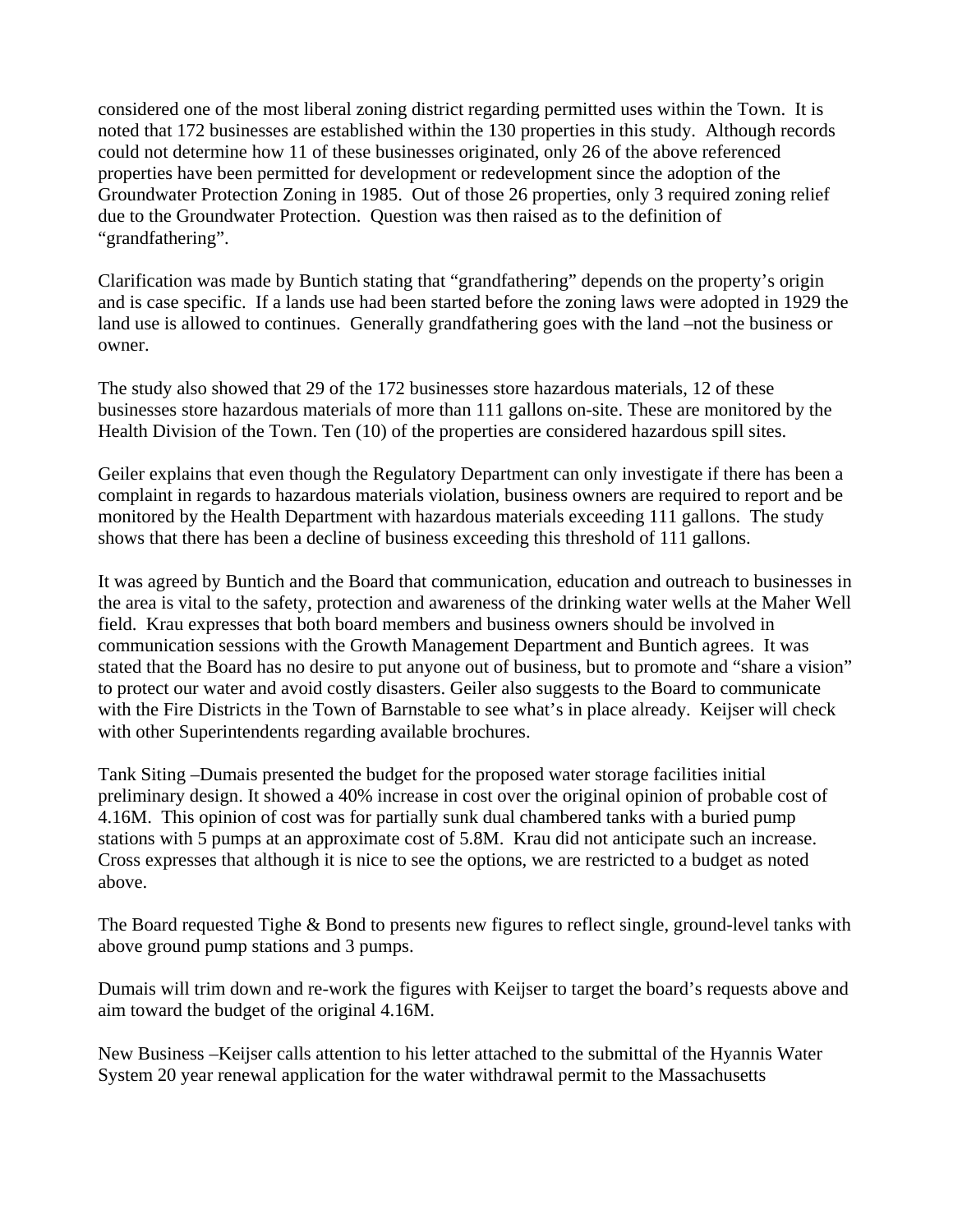considered one of the most liberal zoning district regarding permitted uses within the Town. It is noted that 172 businesses are established within the 130 properties in this study. Although records could not determine how 11 of these businesses originated, only 26 of the above referenced properties have been permitted for development or redevelopment since the adoption of the Groundwater Protection Zoning in 1985. Out of those 26 properties, only 3 required zoning relief due to the Groundwater Protection. Question was then raised as to the definition of "grandfathering".

Clarification was made by Buntich stating that "grandfathering" depends on the property's origin and is case specific. If a lands use had been started before the zoning laws were adopted in 1929 the land use is allowed to continues. Generally grandfathering goes with the land –not the business or owner.

The study also showed that 29 of the 172 businesses store hazardous materials, 12 of these businesses store hazardous materials of more than 111 gallons on-site. These are monitored by the Health Division of the Town. Ten (10) of the properties are considered hazardous spill sites.

Geiler explains that even though the Regulatory Department can only investigate if there has been a complaint in regards to hazardous materials violation, business owners are required to report and be monitored by the Health Department with hazardous materials exceeding 111 gallons. The study shows that there has been a decline of business exceeding this threshold of 111 gallons.

It was agreed by Buntich and the Board that communication, education and outreach to businesses in the area is vital to the safety, protection and awareness of the drinking water wells at the Maher Well field. Krau expresses that both board members and business owners should be involved in communication sessions with the Growth Management Department and Buntich agrees. It was stated that the Board has no desire to put anyone out of business, but to promote and "share a vision" to protect our water and avoid costly disasters. Geiler also suggests to the Board to communicate with the Fire Districts in the Town of Barnstable to see what's in place already. Keijser will check with other Superintendents regarding available brochures.

Tank Siting –Dumais presented the budget for the proposed water storage facilities initial preliminary design. It showed a 40% increase in cost over the original opinion of probable cost of 4.16M. This opinion of cost was for partially sunk dual chambered tanks with a buried pump stations with 5 pumps at an approximate cost of 5.8M. Krau did not anticipate such an increase. Cross expresses that although it is nice to see the options, we are restricted to a budget as noted above.

The Board requested Tighe & Bond to presents new figures to reflect single, ground-level tanks with above ground pump stations and 3 pumps.

Dumais will trim down and re-work the figures with Keijser to target the board's requests above and aim toward the budget of the original 4.16M.

New Business –Keijser calls attention to his letter attached to the submittal of the Hyannis Water System 20 year renewal application for the water withdrawal permit to the Massachusetts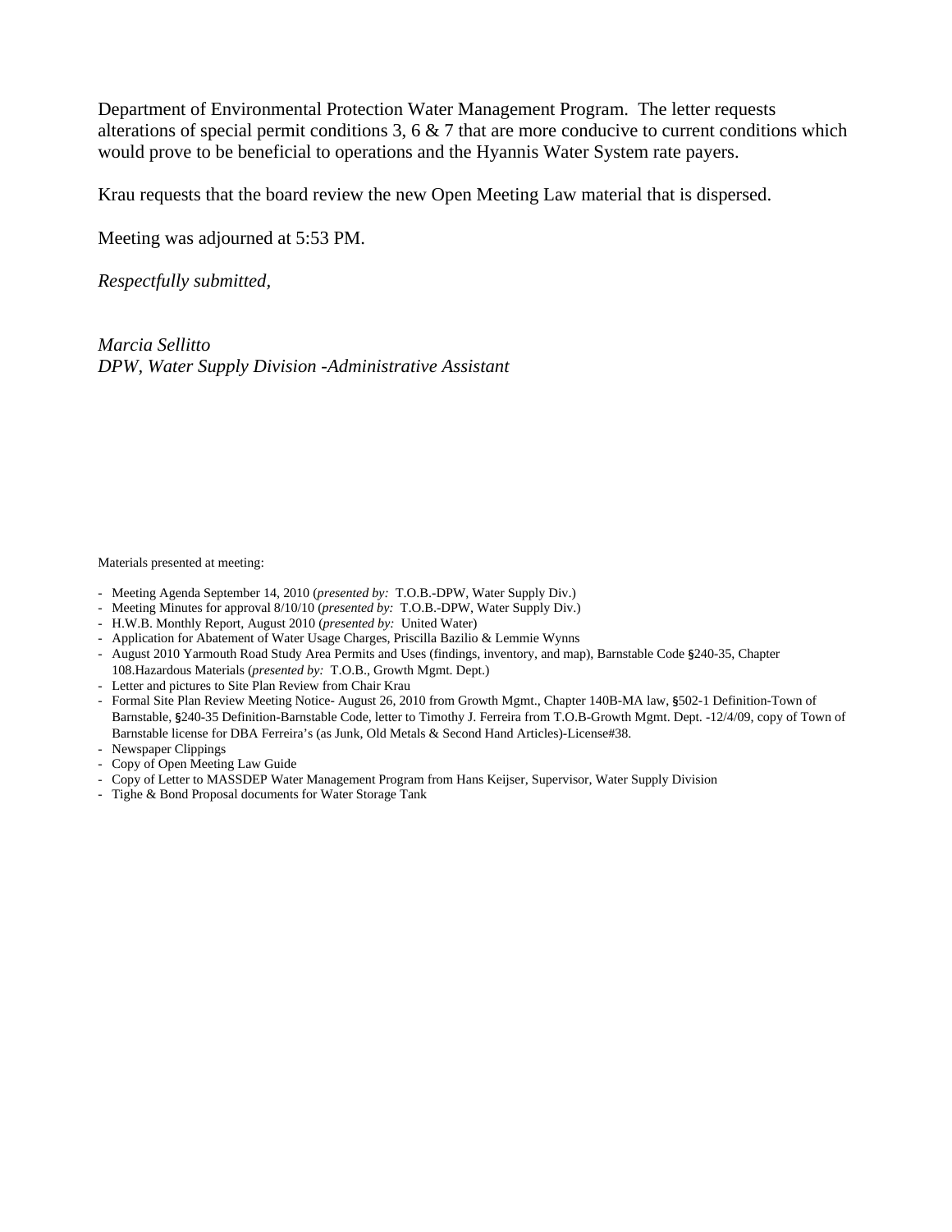Department of Environmental Protection Water Management Program. The letter requests alterations of special permit conditions 3, 6 & 7 that are more conducive to current conditions which would prove to be beneficial to operations and the Hyannis Water System rate payers.

Krau requests that the board review the new Open Meeting Law material that is dispersed.

Meeting was adjourned at 5:53 PM.

*Respectfully submitted,*

*Marcia Sellitto*
*DPW, Water Supply Division -Administrative Assistant*

Materials presented at meeting:

- Meeting Agenda September 14, 2010 (*presented by:* T.O.B.-DPW, Water Supply Div.)
- Meeting Minutes for approval 8/10/10 (*presented by:* T.O.B.-DPW, Water Supply Div.)
- H.W.B. Monthly Report, August 2010 (*presented by:* United Water)
- Application for Abatement of Water Usage Charges, Priscilla Bazilio & Lemmie Wynns
- August 2010 Yarmouth Road Study Area Permits and Uses (findings, inventory, and map), Barnstable Code §240-35, Chapter 108.Hazardous Materials (*presented by:* T.O.B., Growth Mgmt. Dept.)
- Letter and pictures to Site Plan Review from Chair Krau
- Formal Site Plan Review Meeting Notice- August 26, 2010 from Growth Mgmt., Chapter 140B-MA law, §502-1 Definition-Town of Barnstable, §240-35 Definition-Barnstable Code, letter to Timothy J. Ferreira from T.O.B-Growth Mgmt. Dept. -12/4/09, copy of Town of Barnstable license for DBA Ferreira's (as Junk, Old Metals & Second Hand Articles)-License#38.
- Newspaper Clippings
- Copy of Open Meeting Law Guide
- Copy of Letter to MASSDEP Water Management Program from Hans Keijser, Supervisor, Water Supply Division
- Tighe & Bond Proposal documents for Water Storage Tank